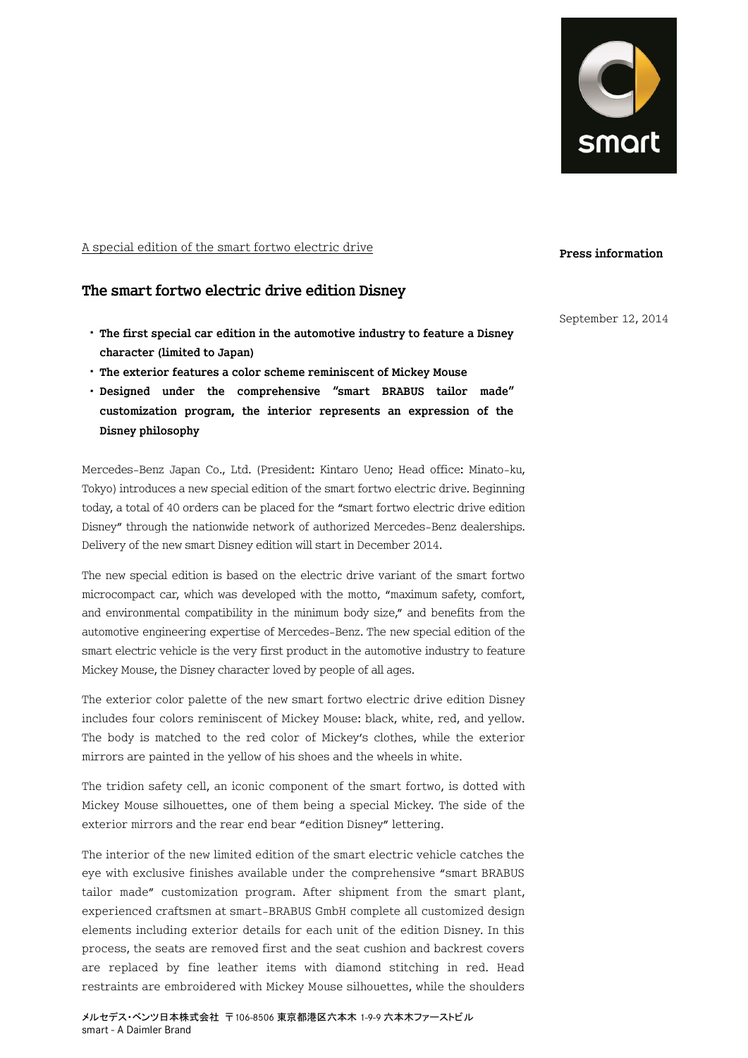A special edition of the smart fortwo electric drive

**Press information**

September 12, 2014

## The smart fortwo electric drive edition Disney

- **The first special car edition in the automotive industry to feature a Disney character (limited to Japan)**
- **The exterior features a color scheme reminiscent of Mickey Mouse**
- **Designed under the comprehensive "smart BRABUS tailor made" customization program, the interior represents an expression of the Disney philosophy**

Mercedes-Benz Japan Co., Ltd. (President: Kintaro Ueno; Head office: Minato-ku, Tokyo) introduces a new special edition of the smart fortwo electric drive. Beginning today, a total of 40 orders can be placed for the "smart fortwo electric drive edition Disney" through the nationwide network of authorized Mercedes-Benz dealerships. Delivery of the new smart Disney edition will start in December 2014.

The new special edition is based on the electric drive variant of the smart fortwo microcompact car, which was developed with the motto, "maximum safety, comfort, and environmental compatibility in the minimum body size," and benefits from the automotive engineering expertise of Mercedes-Benz. The new special edition of the smart electric vehicle is the very first product in the automotive industry to feature Mickey Mouse, the Disney character loved by people of all ages.

The exterior color palette of the new smart fortwo electric drive edition Disney includes four colors reminiscent of Mickey Mouse: black, white, red, and yellow. The body is matched to the red color of Mickey's clothes, while the exterior mirrors are painted in the yellow of his shoes and the wheels in white.

The tridion safety cell, an iconic component of the smart fortwo, is dotted with Mickey Mouse silhouettes, one of them being a special Mickey. The side of the exterior mirrors and the rear end bear "edition Disney" lettering.

The interior of the new limited edition of the smart electric vehicle catches the eye with exclusive finishes available under the comprehensive "smart BRABUS tailor made" customization program. After shipment from the smart plant, experienced craftsmen at smart-BRABUS GmbH complete all customized design elements including exterior details for each unit of the edition Disney. In this process, the seats are removed first and the seat cushion and backrest covers are replaced by fine leather items with diamond stitching in red. Head restraints are embroidered with Mickey Mouse silhouettes, while the shoulders

メルセデス・ベンツ日本株式会社 〒106-8506 東京都港区六本木 1-9-9 六本木ファーストビル
smart - A Daimler Brand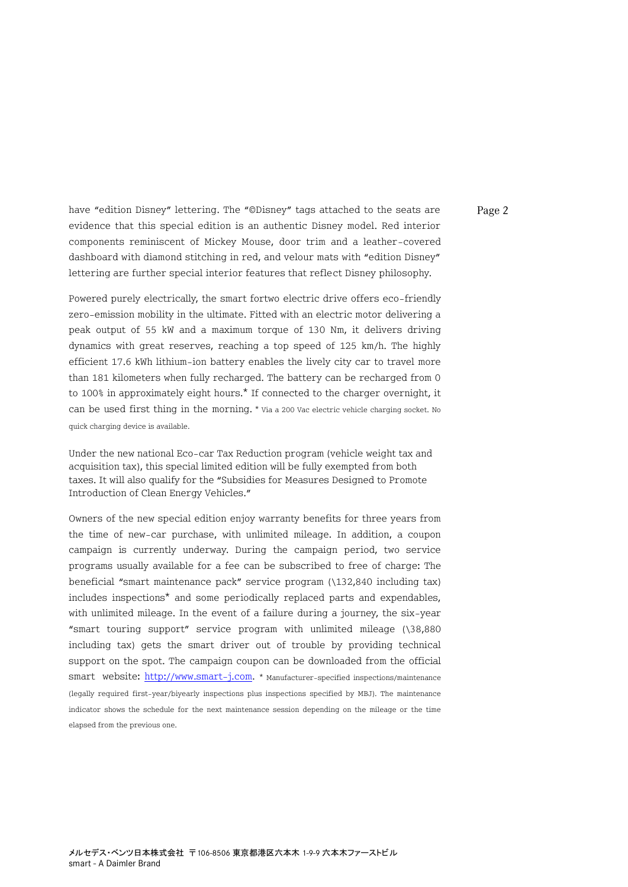have "edition Disney" lettering. The "©Disney" tags attached to the seats are evidence that this special edition is an authentic Disney model. Red interior components reminiscent of Mickey Mouse, door trim and a leather-covered dashboard with diamond stitching in red, and velour mats with "edition Disney" lettering are further special interior features that reflect Disney philosophy.

Powered purely electrically, the smart fortwo electric drive offers eco-friendly zero-emission mobility in the ultimate. Fitted with an electric motor delivering a peak output of 55 kW and a maximum torque of 130 Nm, it delivers driving dynamics with great reserves, reaching a top speed of 125 km/h. The highly efficient 17.6 kWh lithium-ion battery enables the lively city car to travel more than 181 kilometers when fully recharged. The battery can be recharged from 0 to 100% in approximately eight hours.* If connected to the charger overnight, it can be used first thing in the morning. * Via a 200 Vac electric vehicle charging socket. No quick charging device is available.

Under the new national Eco-car Tax Reduction program (vehicle weight tax and acquisition tax), this special limited edition will be fully exempted from both taxes. It will also qualify for the "Subsidies for Measures Designed to Promote Introduction of Clean Energy Vehicles."

Owners of the new special edition enjoy warranty benefits for three years from the time of new-car purchase, with unlimited mileage. In addition, a coupon campaign is currently underway. During the campaign period, two service programs usually available for a fee can be subscribed to free of charge: The beneficial "smart maintenance pack" service program (\132,840 including tax) includes inspections* and some periodically replaced parts and expendables, with unlimited mileage. In the event of a failure during a journey, the six-year "smart touring support" service program with unlimited mileage (\38,880 including tax) gets the smart driver out of trouble by providing technical support on the spot. The campaign coupon can be downloaded from the official smart website: http://www.smart-j.com. * Manufacturer-specified inspections/maintenance (legally required first-year/biyearly inspections plus inspections specified by MBJ). The maintenance indicator shows the schedule for the next maintenance session depending on the mileage or the time elapsed from the previous one.

メルセデス・ベンツ日本株式会社 〒106-8506 東京都港区六本木 1-9-9 六本木ファーストビル
smart - A Daimler Brand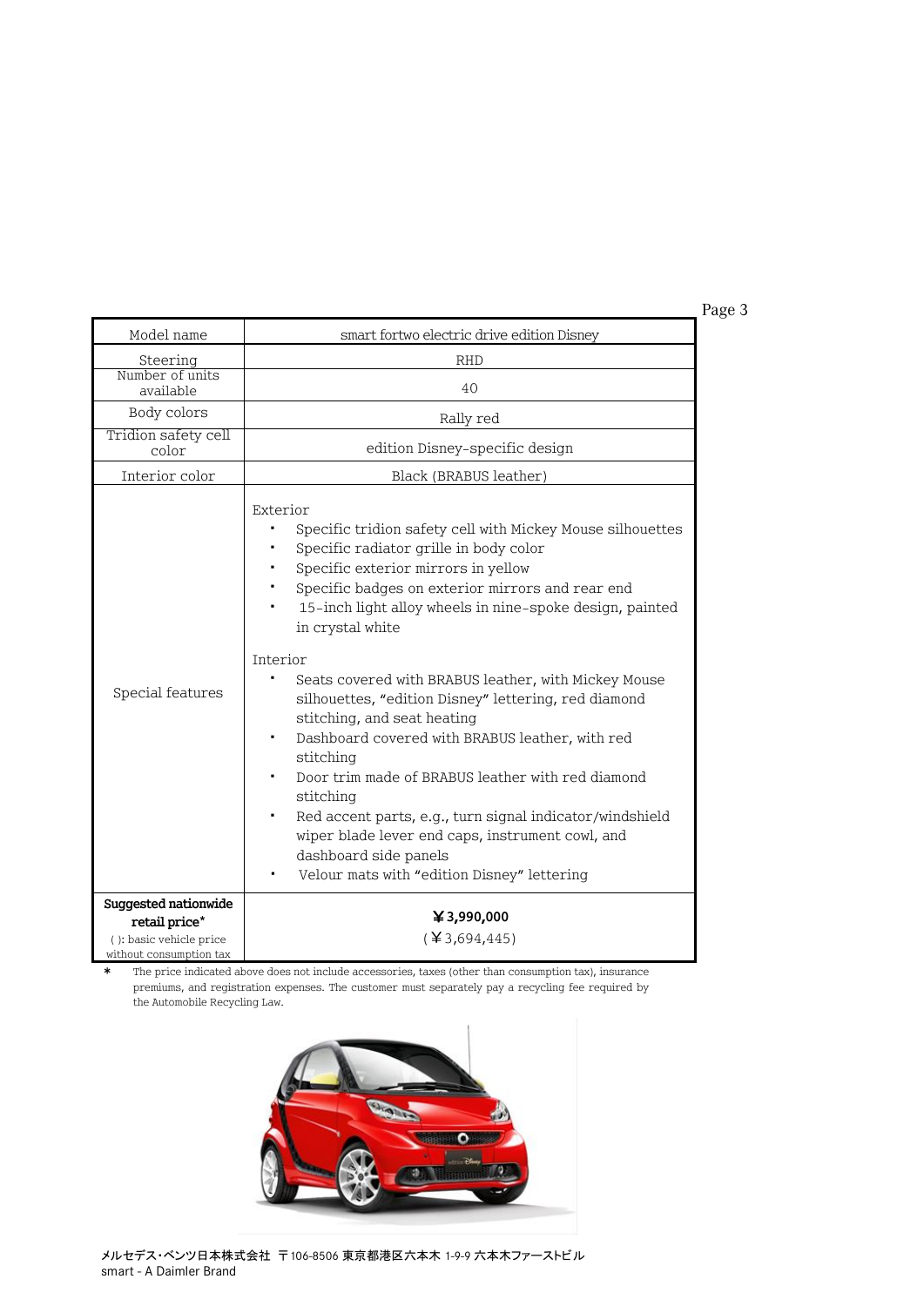| | |
|---|---|
| Model name | smart fortwo electric drive edition Disney |
| Steering | RHD |
| Number of units available | 40 |
| Body colors | Rally red |
| Tridion safety cell color | edition Disney-specific design |
| Interior color | Black (BRABUS leather) |
| Special features | Exterior<br>・ Specific tridion safety cell with Mickey Mouse silhouettes<br>・ Specific radiator grille in body color<br>・ Specific exterior mirrors in yellow<br>・ Specific badges on exterior mirrors and rear end<br>・ 15-inch light alloy wheels in nine-spoke design, painted in crystal white<br><br>Interior<br>・ Seats covered with BRABUS leather, with Mickey Mouse silhouettes, "edition Disney" lettering, red diamond stitching, and seat heating<br>・ Dashboard covered with BRABUS leather, with red stitching<br>・ Door trim made of BRABUS leather with red diamond stitching<br>・ Red accent parts, e.g., turn signal indicator/windshield wiper blade lever end caps, instrument cowl, and dashboard side panels<br>・ Velour mats with "edition Disney" lettering |
| **Suggested nationwide retail price*** <br>( ): basic vehicle price without consumption tax | **¥3,990,000**<br>(¥3,694,445) |

* The price indicated above does not include accessories, taxes (other than consumption tax), insurance premiums, and registration expenses. The customer must separately pay a recycling fee required by the Automobile Recycling Law.

メルセデス・ベンツ日本株式会社 〒106-8506 東京都港区六本木 1-9-9 六本木ファーストビル
smart - A Daimler Brand